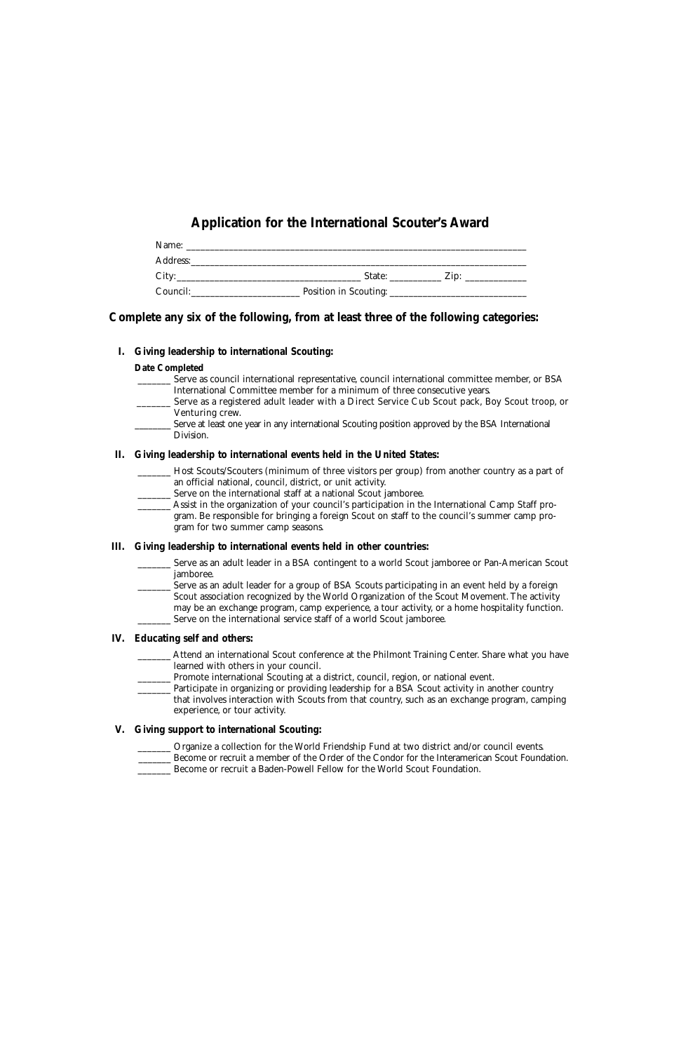# Application for the International Scouter's Award

Name: ________________________________________________________________________

Address: ______________________________________________________________________

City: ______________________________________ State: __________ Zip: ____________

Council: ______________________ Position in Scouting: ____________________________

## Complete any six of the following, from at least three of the following categories:

### I. Giving leadership to international Scouting:

**Date Completed**

_______ Serve as council international representative, council international committee member, or BSA International Committee member for a minimum of three consecutive years.

_______ Serve as a registered adult leader with a Direct Service Cub Scout pack, Boy Scout troop, or Venturing crew.

_______ Serve at least one year in any international Scouting position approved by the BSA International Division.

### II. Giving leadership to international events held in the United States:

_______ Host Scouts/Scouters (minimum of three visitors per group) from another country as a part of an official national, council, district, or unit activity.

_______ Serve on the international staff at a national Scout jamboree.

_______ Assist in the organization of your council's participation in the International Camp Staff program. Be responsible for bringing a foreign Scout on staff to the council's summer camp program for two summer camp seasons.

### III. Giving leadership to international events held in other countries:

_______ Serve as an adult leader in a BSA contingent to a world Scout jamboree or Pan-American Scout jamboree.

_______ Serve as an adult leader for a group of BSA Scouts participating in an event held by a foreign Scout association recognized by the World Organization of the Scout Movement. The activity may be an exchange program, camp experience, a tour activity, or a home hospitality function.

_______ Serve on the international service staff of a world Scout jamboree.

### IV. Educating self and others:

_______ Attend an international Scout conference at the Philmont Training Center. Share what you have learned with others in your council.

_______ Promote international Scouting at a district, council, region, or national event.

_______ Participate in organizing or providing leadership for a BSA Scout activity in another country that involves interaction with Scouts from that country, such as an exchange program, camping experience, or tour activity.

### V. Giving support to international Scouting:

_______ Organize a collection for the World Friendship Fund at two district and/or council events.

_______ Become or recruit a member of the Order of the Condor for the Interamerican Scout Foundation.

_______ Become or recruit a Baden-Powell Fellow for the World Scout Foundation.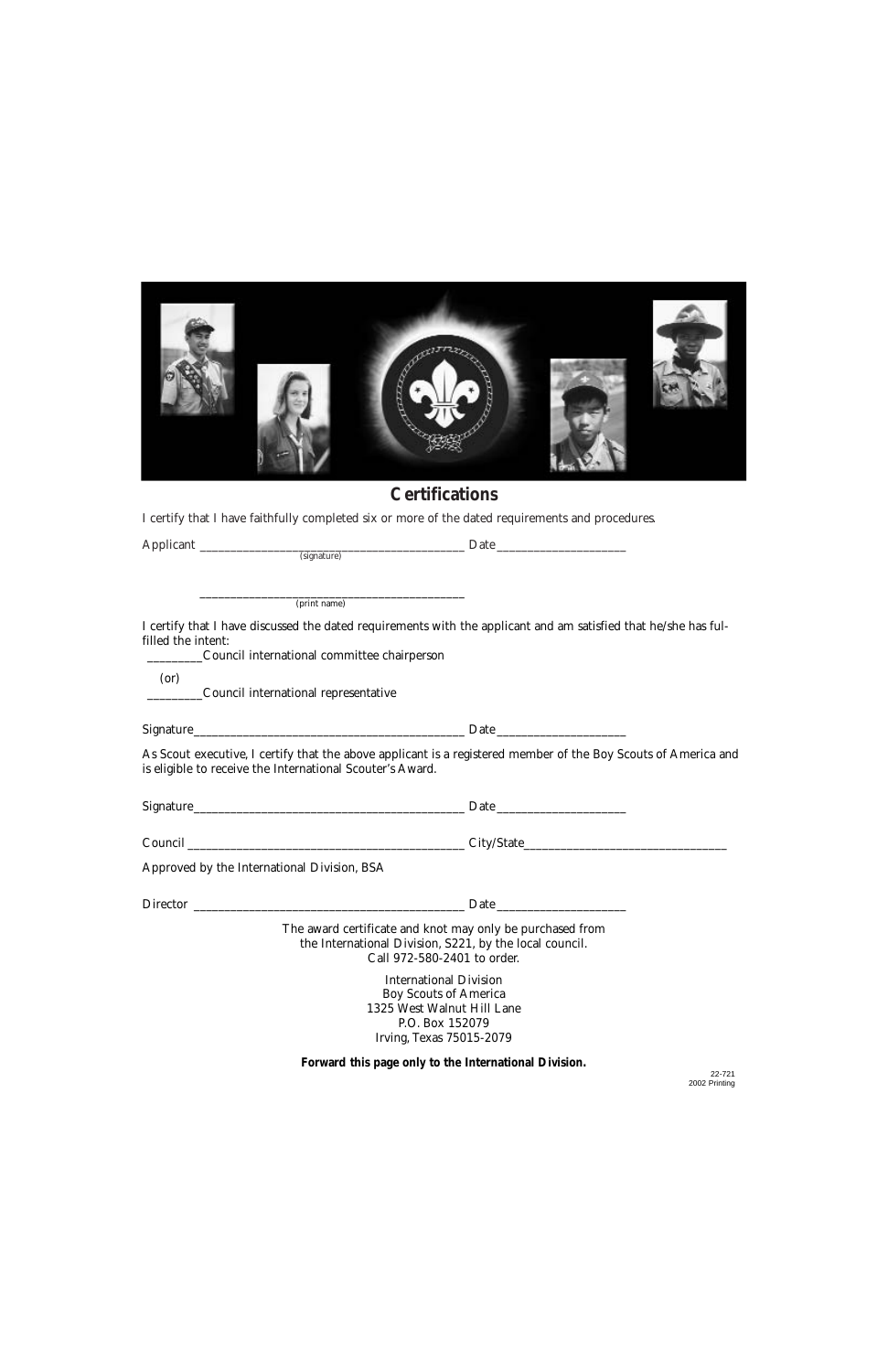## Certifications

I certify that I have faithfully completed six or more of the dated requirements and procedures.

Applicant ____________________________________________ Date ____________________
(signature)

____________________________________________
(print name)

I certify that I have discussed the dated requirements with the applicant and am satisfied that he/she has fulfilled the intent:

_________Council international committee chairperson

(or)

_________Council international representative

Signature____________________________________________ Date ____________________

As Scout executive, I certify that the above applicant is a registered member of the Boy Scouts of America and is eligible to receive the International Scouter's Award.

Signature____________________________________________ Date ____________________

Council ____________________________________________ City/State________________________________

Approved by the International Division, BSA

Director ____________________________________________ Date ____________________

The award certificate and knot may only be purchased from
the International Division, S221, by the local council.
Call 972-580-2401 to order.

International Division
Boy Scouts of America
1325 West Walnut Hill Lane
P.O. Box 152079
Irving, Texas 75015-2079

**Forward this page only to the International Division.**

22-721
2002 Printing